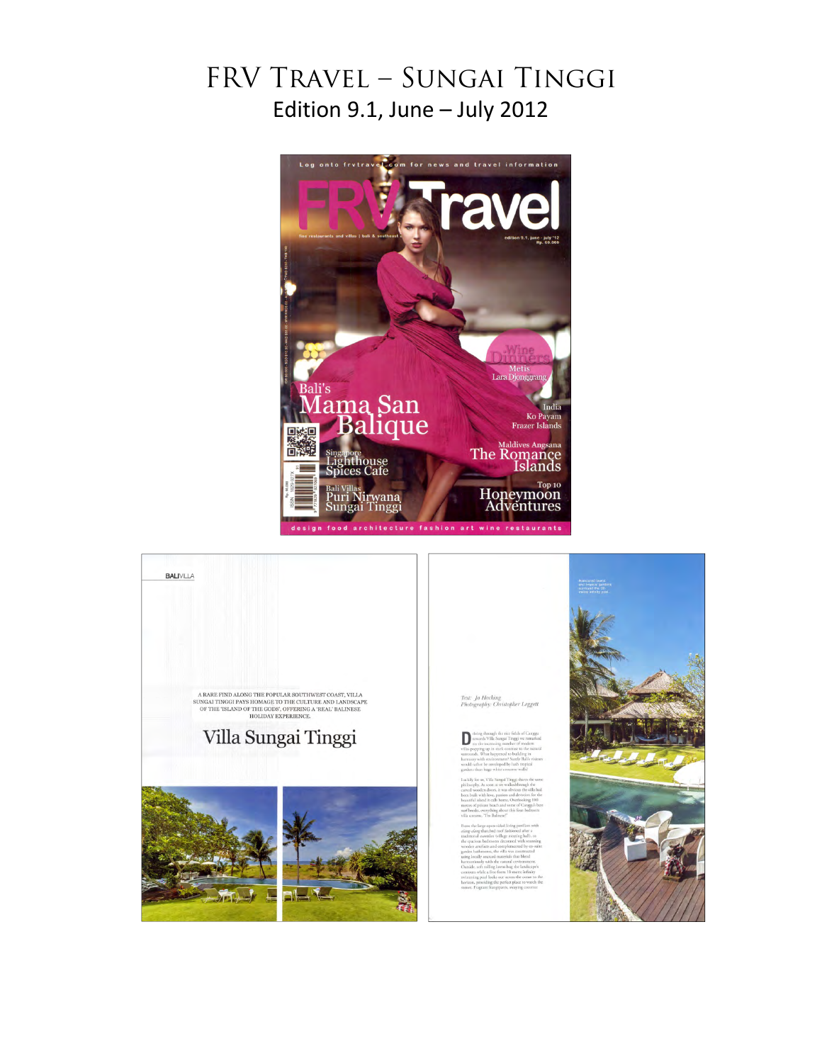# FRV Travel – Sungai Tinggi

Edition 9.1, June – July 2012

Log onto frvtravel.com for news and travel information

# FRV Travel

fine restaurants and villas | bali & southeast asia

edition 9.1. june - july '12
Rp. 60.000

Wine Dinners
Metis
Lara Djonggrang

Bali's
Mama San
Balique

India
Ko Payam
Frazer Islands

Singapore
Lighthouse
Spices Cafe

Maldives Angsana
The Romance Islands

Bali Villas
Puri Nirwana
Sungai Tinggi

Top 10
Honeymoon Adventures

design food architecture fashion art wine restaurants

BALIVILLA

A RARE FIND ALONG THE POPULAR SOUTHWEST COAST, VILLA SUNGAI TINGGI PAYS HOMAGE TO THE CULTURE AND LANDSCAPE OF THE 'ISLAND OF THE GODS', OFFERING A 'REAL' BALINESE HOLIDAY EXPERIENCE.

## Villa Sungai Tinggi

*Text: Jo Hocking*
*Photography: Christopher Leggett*

Driving through the rice fields of Canggu towards Villa Sungai Tinggi we remarked on the increasing number of modern villas popping up in stark contrast to the natural surrounds. What happened to building in harmony with environment? Surely Bali's visitors would rather be enveloped by lush tropical gardens than huge white concrete walls?

Luckily for us, Villa Sungai Tinggi shares the same philosophy. As soon as we walked through the carved wooden doors, it was obvious the villa had been built with love, passion and devotion for the beautiful island it calls home. Overlooking 100 metres of private beach and some of Canggu's best surf breaks, everything about this four-bedroom villa screams, "I'm Balinese!"

From the large open-sided living pavilion with alang-alang thatched roof fashioned after a traditional *wantilan* (village meeting hall), to the spacious bedrooms decorated with stunning wooden artefacts and complemented by en-suite garden bathrooms, the villa was constructed using locally sourced materials that blend harmoniously with the natural environment. Outside, soft rolling lawns hug the landscape's contours while a free-form 18 metre infinity swimming pool looks out across the ocean to the horizon, providing the perfect place to watch the sunset. Fragrant frangipanis, swaying coconut

Manicured lawns and tropical gardens surround the 18 metre infinity pool.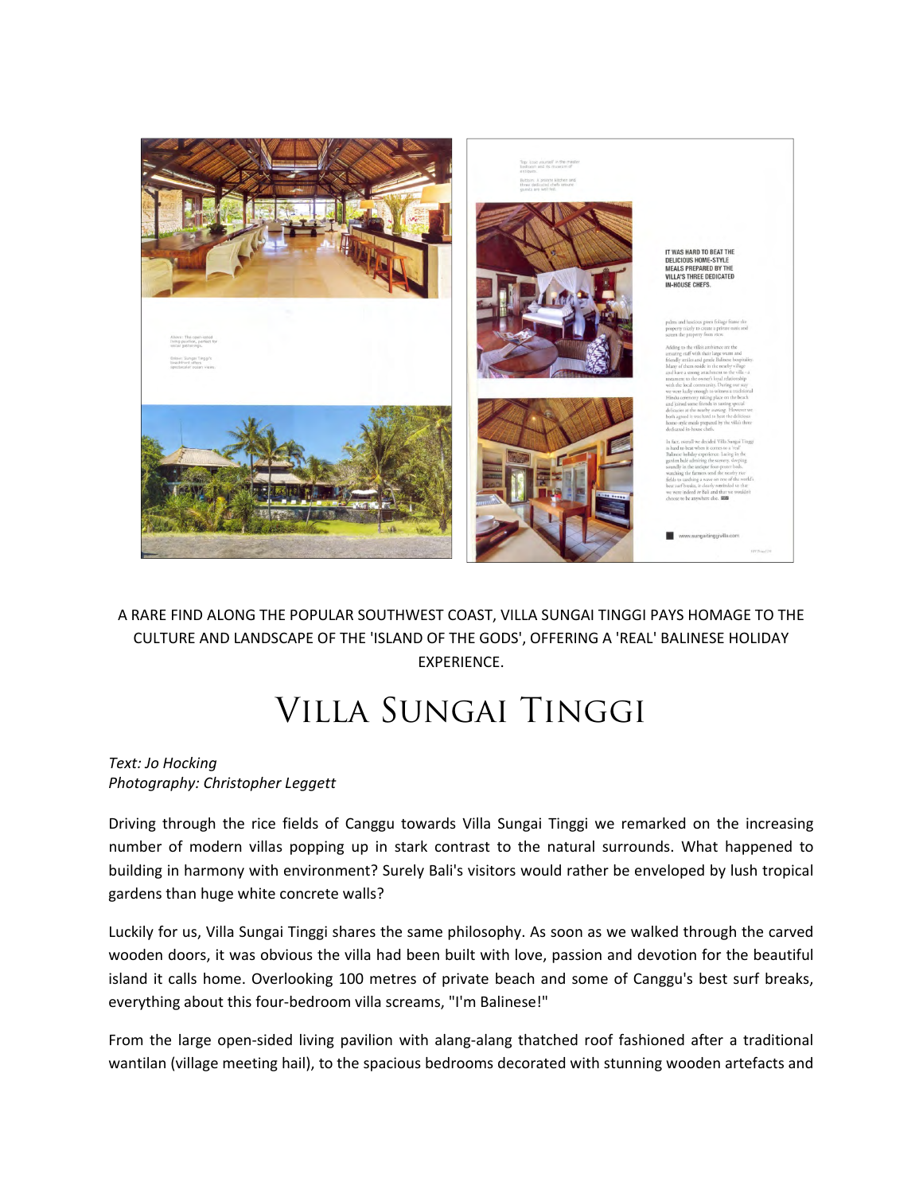A RARE FIND ALONG THE POPULAR SOUTHWEST COAST, VILLA SUNGAI TINGGI PAYS HOMAGE TO THE CULTURE AND LANDSCAPE OF THE 'ISLAND OF THE GODS', OFFERING A 'REAL' BALINESE HOLIDAY EXPERIENCE.

# VILLA SUNGAI TINGGI

*Text: Jo Hocking*
*Photography: Christopher Leggett*

Driving through the rice fields of Canggu towards Villa Sungai Tinggi we remarked on the increasing number of modern villas popping up in stark contrast to the natural surrounds. What happened to building in harmony with environment? Surely Bali's visitors would rather be enveloped by lush tropical gardens than huge white concrete walls?

Luckily for us, Villa Sungai Tinggi shares the same philosophy. As soon as we walked through the carved wooden doors, it was obvious the villa had been built with love, passion and devotion for the beautiful island it calls home. Overlooking 100 metres of private beach and some of Canggu's best surf breaks, everything about this four-bedroom villa screams, "I'm Balinese!"

From the large open-sided living pavilion with alang-alang thatched roof fashioned after a traditional wantilan (village meeting hail), to the spacious bedrooms decorated with stunning wooden artefacts and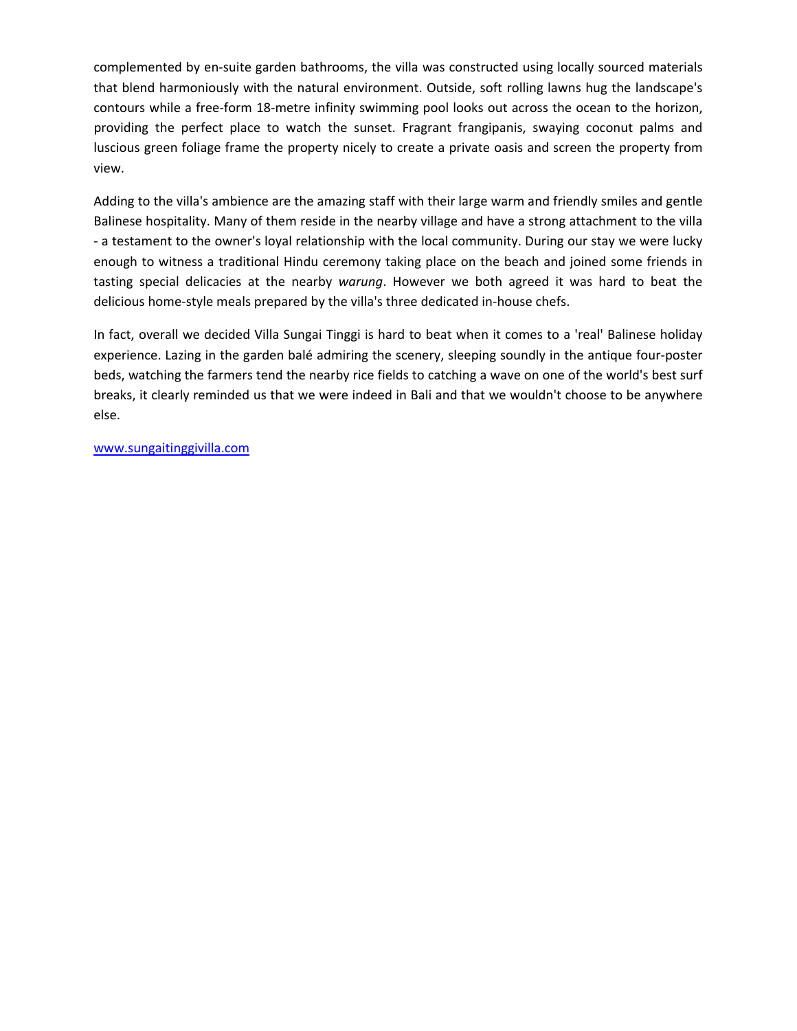complemented by en-suite garden bathrooms, the villa was constructed using locally sourced materials that blend harmoniously with the natural environment. Outside, soft rolling lawns hug the landscape's contours while a free-form 18-metre infinity swimming pool looks out across the ocean to the horizon, providing the perfect place to watch the sunset. Fragrant frangipanis, swaying coconut palms and luscious green foliage frame the property nicely to create a private oasis and screen the property from view.

Adding to the villa's ambience are the amazing staff with their large warm and friendly smiles and gentle Balinese hospitality. Many of them reside in the nearby village and have a strong attachment to the villa - a testament to the owner's loyal relationship with the local community. During our stay we were lucky enough to witness a traditional Hindu ceremony taking place on the beach and joined some friends in tasting special delicacies at the nearby *warung*. However we both agreed it was hard to beat the delicious home-style meals prepared by the villa's three dedicated in-house chefs.

In fact, overall we decided Villa Sungai Tinggi is hard to beat when it comes to a 'real' Balinese holiday experience. Lazing in the garden balé admiring the scenery, sleeping soundly in the antique four-poster beds, watching the farmers tend the nearby rice fields to catching a wave on one of the world's best surf breaks, it clearly reminded us that we were indeed in Bali and that we wouldn't choose to be anywhere else.

[www.sungaitinggivilla.com](http://www.sungaitinggivilla.com)